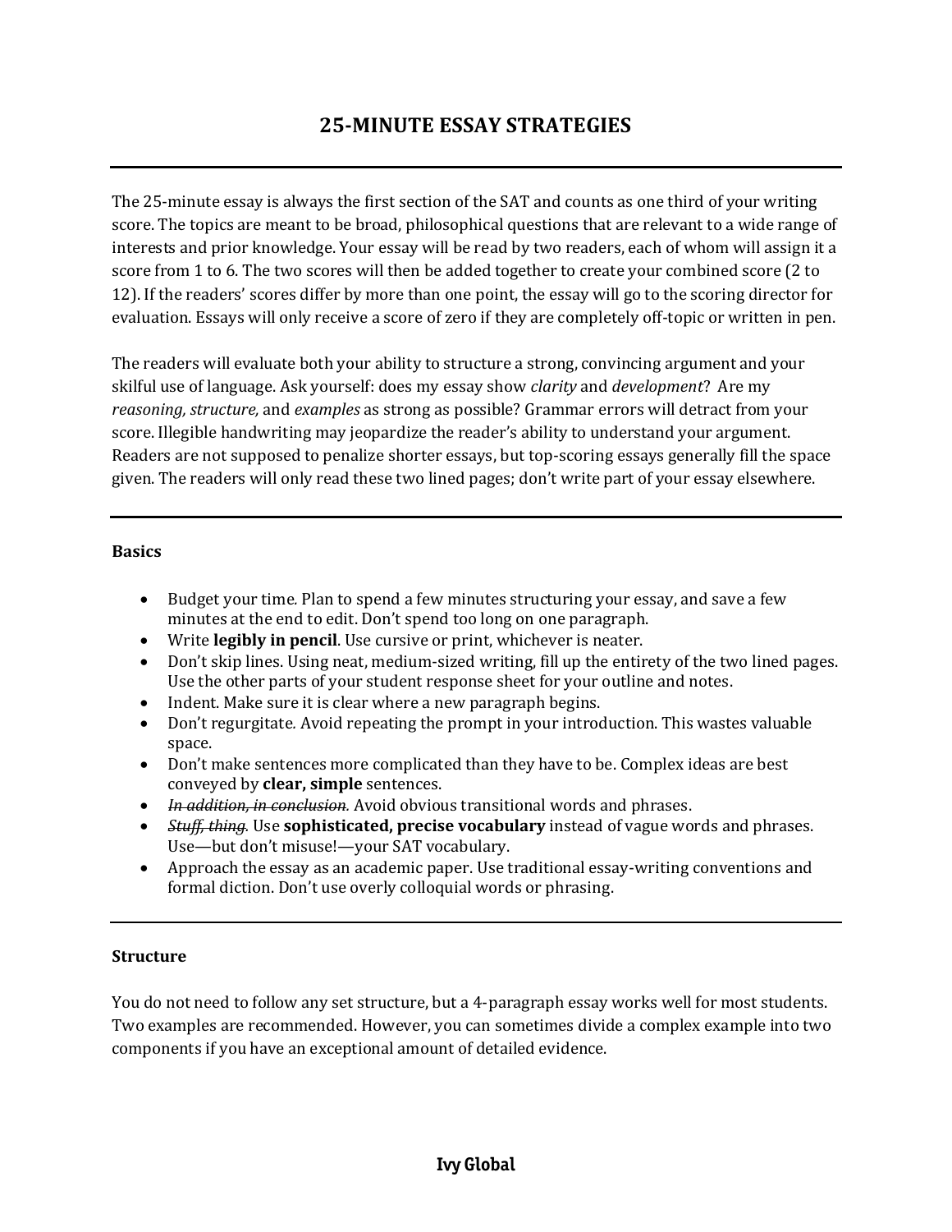# 25-MINUTE ESSAY STRATEGIES

The 25-minute essay is always the first section of the SAT and counts as one third of your writing score. The topics are meant to be broad, philosophical questions that are relevant to a wide range of interests and prior knowledge. Your essay will be read by two readers, each of whom will assign it a score from 1 to 6. The two scores will then be added together to create your combined score (2 to 12). If the readers' scores differ by more than one point, the essay will go to the scoring director for evaluation. Essays will only receive a score of zero if they are completely off-topic or written in pen.

The readers will evaluate both your ability to structure a strong, convincing argument and your skilful use of language. Ask yourself: does my essay show *clarity* and *development*? Are my *reasoning, structure,* and *examples* as strong as possible? Grammar errors will detract from your score. Illegible handwriting may jeopardize the reader's ability to understand your argument. Readers are not supposed to penalize shorter essays, but top-scoring essays generally fill the space given. The readers will only read these two lined pages; don't write part of your essay elsewhere.

---

**Basics**

- Budget your time*.* Plan to spend a few minutes structuring your essay, and save a few minutes at the end to edit. Don't spend too long on one paragraph.
- Write **legibly in pencil**. Use cursive or print, whichever is neater.
- Don't skip lines. Using neat, medium-sized writing, fill up the entirety of the two lined pages. Use the other parts of your student response sheet for your outline and notes.
- Indent. Make sure it is clear where a new paragraph begins.
- Don't regurgitate*.* Avoid repeating the prompt in your introduction. This wastes valuable space.
- Don't make sentences more complicated than they have to be. Complex ideas are best conveyed by **clear, simple** sentences.
- *~~In addition, in conclusion~~.* Avoid obvious transitional words and phrases.
- *~~Stuff, thing~~*. Use **sophisticated, precise vocabulary** instead of vague words and phrases. Use—but don't misuse!—your SAT vocabulary.
- Approach the essay as an academic paper. Use traditional essay-writing conventions and formal diction. Don't use overly colloquial words or phrasing.

---

**Structure**

You do not need to follow any set structure, but a 4-paragraph essay works well for most students. Two examples are recommended. However, you can sometimes divide a complex example into two components if you have an exceptional amount of detailed evidence.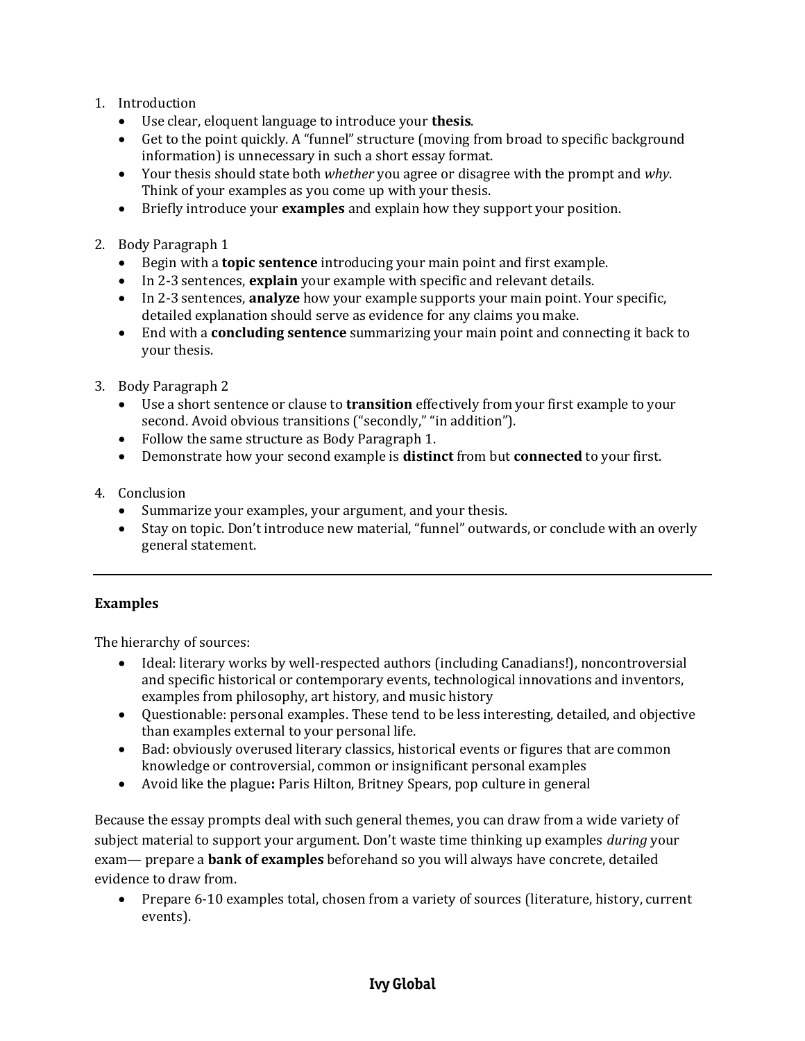1. Introduction
    - Use clear, eloquent language to introduce your **thesis**.
    - Get to the point quickly. A "funnel" structure (moving from broad to specific background information) is unnecessary in such a short essay format.
    - Your thesis should state both *whether* you agree or disagree with the prompt and *why*. Think of your examples as you come up with your thesis.
    - Briefly introduce your **examples** and explain how they support your position.

2. Body Paragraph 1
    - Begin with a **topic sentence** introducing your main point and first example.
    - In 2-3 sentences, **explain** your example with specific and relevant details.
    - In 2-3 sentences, **analyze** how your example supports your main point. Your specific, detailed explanation should serve as evidence for any claims you make.
    - End with a **concluding sentence** summarizing your main point and connecting it back to your thesis.

3. Body Paragraph 2
    - Use a short sentence or clause to **transition** effectively from your first example to your second. Avoid obvious transitions ("secondly," "in addition").
    - Follow the same structure as Body Paragraph 1.
    - Demonstrate how your second example is **distinct** from but **connected** to your first.

4. Conclusion
    - Summarize your examples, your argument, and your thesis.
    - Stay on topic. Don't introduce new material, "funnel" outwards, or conclude with an overly general statement.

---

**Examples**

The hierarchy of sources:

- Ideal: literary works by well-respected authors (including Canadians!), noncontroversial and specific historical or contemporary events, technological innovations and inventors, examples from philosophy, art history, and music history
- Questionable: personal examples. These tend to be less interesting, detailed, and objective than examples external to your personal life.
- Bad: obviously overused literary classics, historical events or figures that are common knowledge or controversial, common or insignificant personal examples
- Avoid like the plague**:** Paris Hilton, Britney Spears, pop culture in general

Because the essay prompts deal with such general themes, you can draw from a wide variety of subject material to support your argument. Don't waste time thinking up examples *during* your exam— prepare a **bank of examples** beforehand so you will always have concrete, detailed evidence to draw from.

- Prepare 6-10 examples total, chosen from a variety of sources (literature, history, current events).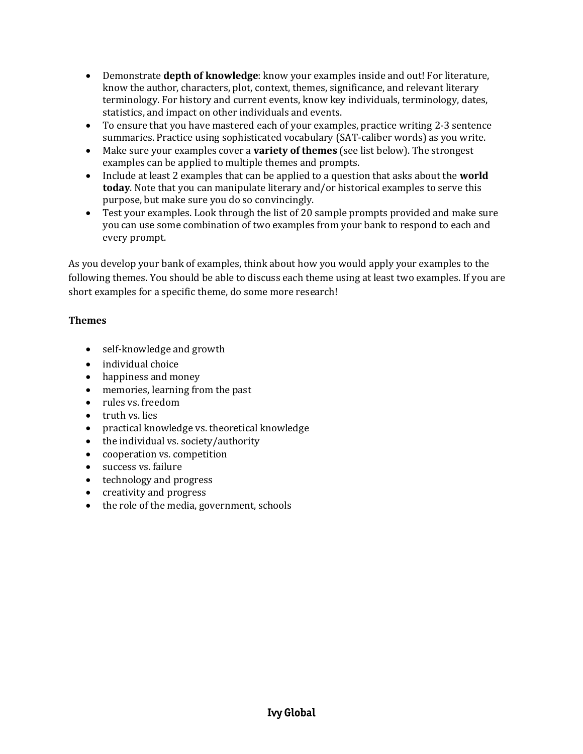- Demonstrate **depth of knowledge**: know your examples inside and out! For literature, know the author, characters, plot, context, themes, significance, and relevant literary terminology. For history and current events, know key individuals, terminology, dates, statistics, and impact on other individuals and events.
- To ensure that you have mastered each of your examples, practice writing 2-3 sentence summaries. Practice using sophisticated vocabulary (SAT-caliber words) as you write.
- Make sure your examples cover a **variety of themes** (see list below). The strongest examples can be applied to multiple themes and prompts.
- Include at least 2 examples that can be applied to a question that asks about the **world today**. Note that you can manipulate literary and/or historical examples to serve this purpose, but make sure you do so convincingly.
- Test your examples. Look through the list of 20 sample prompts provided and make sure you can use some combination of two examples from your bank to respond to each and every prompt.

As you develop your bank of examples, think about how you would apply your examples to the following themes. You should be able to discuss each theme using at least two examples. If you are short examples for a specific theme, do some more research!

**Themes**

- self-knowledge and growth
- individual choice
- happiness and money
- memories, learning from the past
- rules vs. freedom
- truth vs. lies
- practical knowledge vs. theoretical knowledge
- the individual vs. society/authority
- cooperation vs. competition
- success vs. failure
- technology and progress
- creativity and progress
- the role of the media, government, schools